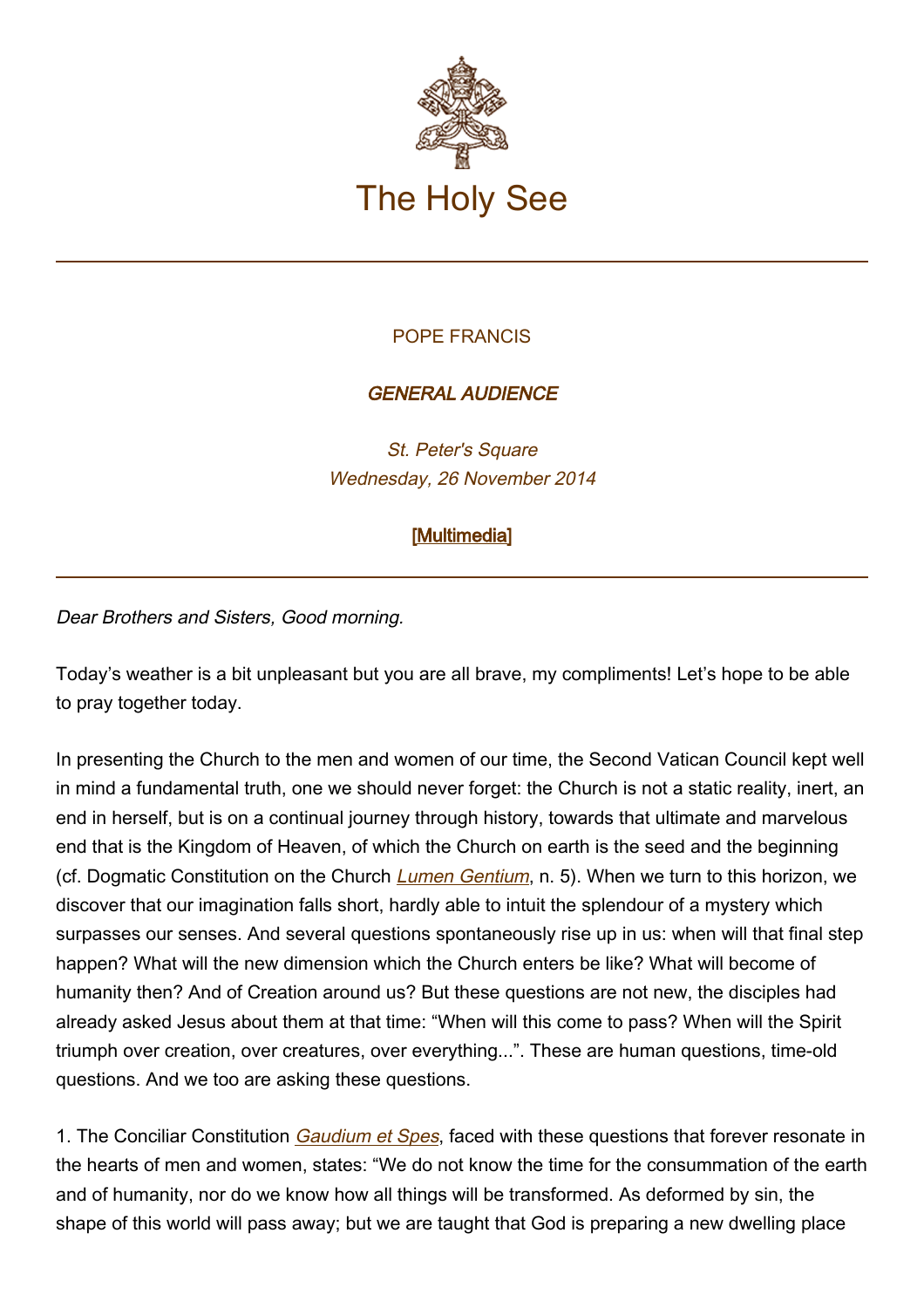# The Holy See

POPE FRANCIS

***GENERAL AUDIENCE***

*St. Peter's Square*
*Wednesday, 26 November 2014*

**[Multimedia]**

---

*Dear Brothers and Sisters, Good morning.*

Today's weather is a bit unpleasant but you are all brave, my compliments! Let's hope to be able to pray together today.

In presenting the Church to the men and women of our time, the Second Vatican Council kept well in mind a fundamental truth, one we should never forget: the Church is not a static reality, inert, an end in herself, but is on a continual journey through history, towards that ultimate and marvelous end that is the Kingdom of Heaven, of which the Church on earth is the seed and the beginning (cf. Dogmatic Constitution on the Church *Lumen Gentium*, n. 5). When we turn to this horizon, we discover that our imagination falls short, hardly able to intuit the splendour of a mystery which surpasses our senses. And several questions spontaneously rise up in us: when will that final step happen? What will the new dimension which the Church enters be like? What will become of humanity then? And of Creation around us? But these questions are not new, the disciples had already asked Jesus about them at that time: "When will this come to pass? When will the Spirit triumph over creation, over creatures, over everything...". These are human questions, time-old questions. And we too are asking these questions.

1. The Conciliar Constitution *Gaudium et Spes*, faced with these questions that forever resonate in the hearts of men and women, states: "We do not know the time for the consummation of the earth and of humanity, nor do we know how all things will be transformed. As deformed by sin, the shape of this world will pass away; but we are taught that God is preparing a new dwelling place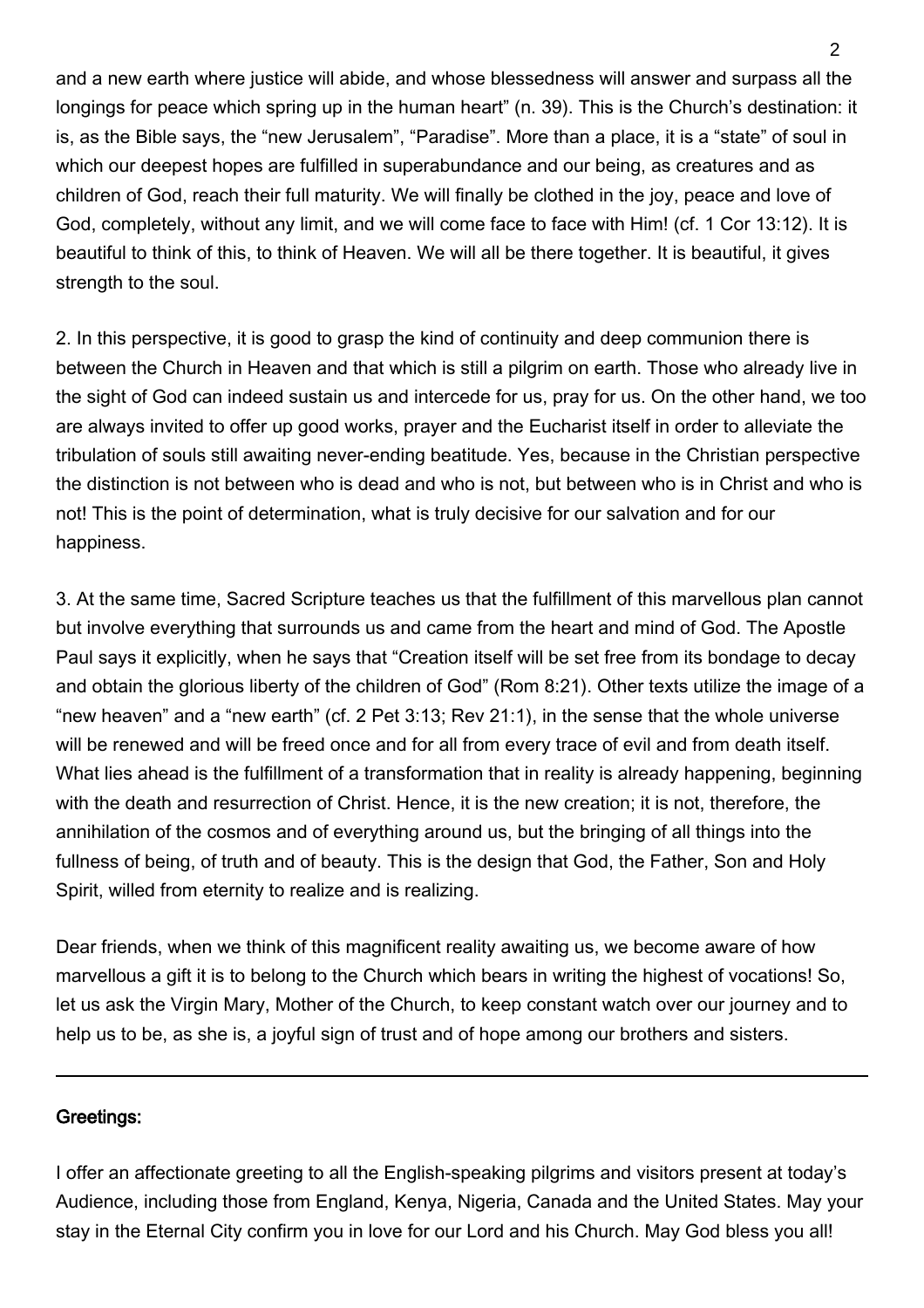and a new earth where justice will abide, and whose blessedness will answer and surpass all the longings for peace which spring up in the human heart" (n. 39). This is the Church's destination: it is, as the Bible says, the "new Jerusalem", "Paradise". More than a place, it is a "state" of soul in which our deepest hopes are fulfilled in superabundance and our being, as creatures and as children of God, reach their full maturity. We will finally be clothed in the joy, peace and love of God, completely, without any limit, and we will come face to face with Him! (cf. 1 Cor 13:12). It is beautiful to think of this, to think of Heaven. We will all be there together. It is beautiful, it gives strength to the soul.

2. In this perspective, it is good to grasp the kind of continuity and deep communion there is between the Church in Heaven and that which is still a pilgrim on earth. Those who already live in the sight of God can indeed sustain us and intercede for us, pray for us. On the other hand, we too are always invited to offer up good works, prayer and the Eucharist itself in order to alleviate the tribulation of souls still awaiting never-ending beatitude. Yes, because in the Christian perspective the distinction is not between who is dead and who is not, but between who is in Christ and who is not! This is the point of determination, what is truly decisive for our salvation and for our happiness.

3. At the same time, Sacred Scripture teaches us that the fulfillment of this marvellous plan cannot but involve everything that surrounds us and came from the heart and mind of God. The Apostle Paul says it explicitly, when he says that "Creation itself will be set free from its bondage to decay and obtain the glorious liberty of the children of God" (Rom 8:21). Other texts utilize the image of a "new heaven" and a "new earth" (cf. 2 Pet 3:13; Rev 21:1), in the sense that the whole universe will be renewed and will be freed once and for all from every trace of evil and from death itself. What lies ahead is the fulfillment of a transformation that in reality is already happening, beginning with the death and resurrection of Christ. Hence, it is the new creation; it is not, therefore, the annihilation of the cosmos and of everything around us, but the bringing of all things into the fullness of being, of truth and of beauty. This is the design that God, the Father, Son and Holy Spirit, willed from eternity to realize and is realizing.

Dear friends, when we think of this magnificent reality awaiting us, we become aware of how marvellous a gift it is to belong to the Church which bears in writing the highest of vocations! So, let us ask the Virgin Mary, Mother of the Church, to keep constant watch over our journey and to help us to be, as she is, a joyful sign of trust and of hope among our brothers and sisters.

---

**Greetings:**

I offer an affectionate greeting to all the English-speaking pilgrims and visitors present at today's Audience, including those from England, Kenya, Nigeria, Canada and the United States. May your stay in the Eternal City confirm you in love for our Lord and his Church. May God bless you all!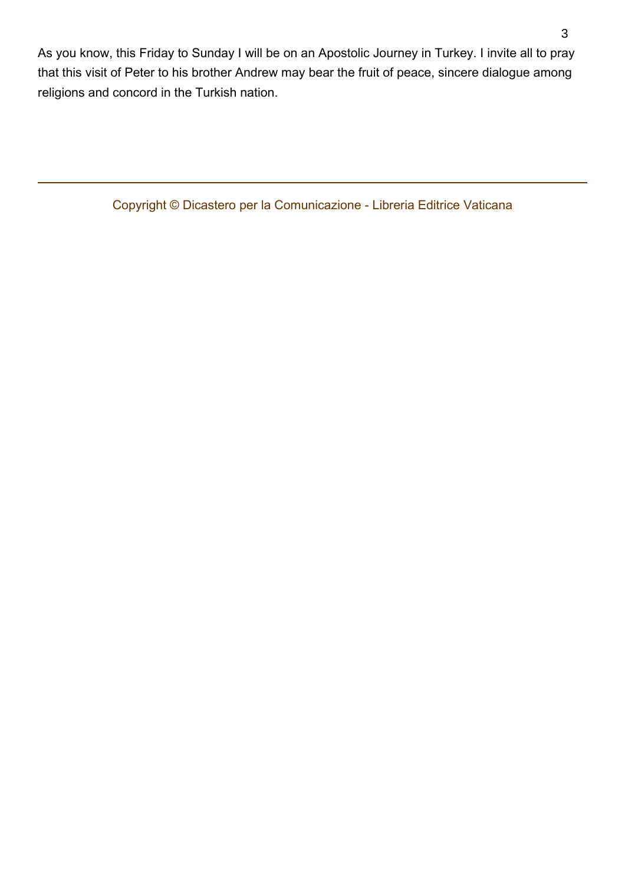As you know, this Friday to Sunday I will be on an Apostolic Journey in Turkey. I invite all to pray that this visit of Peter to his brother Andrew may bear the fruit of peace, sincere dialogue among religions and concord in the Turkish nation.

---

Copyright © Dicastero per la Comunicazione - Libreria Editrice Vaticana